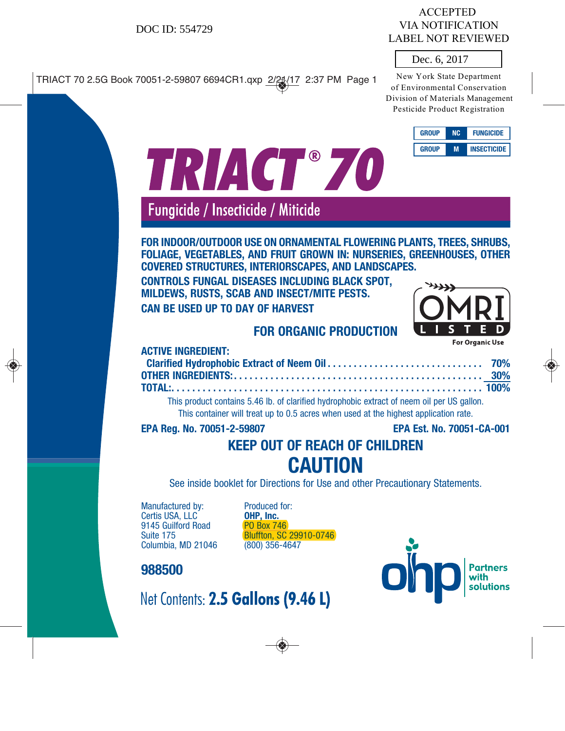DOC ID: 554729

ACCEPTED
VIA NOTIFICATION
LABEL NOT REVIEWED

Dec. 6, 2017

New York State Department
of Environmental Conservation
Division of Materials Management
Pesticide Product Registration

| GROUP | NC | FUNGICIDE |
|---|---|---|
| GROUP | M | INSECTICIDE |

# TRIACT® 70

## Fungicide / Insecticide / Miticide

**FOR INDOOR/OUTDOOR USE ON ORNAMENTAL FLOWERING PLANTS, TREES, SHRUBS, FOLIAGE, VEGETABLES, AND FRUIT GROWN IN: NURSERIES, GREENHOUSES, OTHER COVERED STRUCTURES, INTERIORSCAPES, AND LANDSCAPES.**

**CONTROLS FUNGAL DISEASES INCLUDING BLACK SPOT, MILDEWS, RUSTS, SCAB AND INSECT/MITE PESTS.**

**CAN BE USED UP TO DAY OF HARVEST**

**FOR ORGANIC PRODUCTION**

OMRI LISTED
For Organic Use

**ACTIVE INGREDIENT:**

| | |
|---|---|
| **Clarified Hydrophobic Extract of Neem Oil** | **70%** |
| **OTHER INGREDIENTS:** | **30%** |
| **TOTAL:** | **100%** |

This product contains 5.46 lb. of clarified hydrophobic extract of neem oil per US gallon.
This container will treat up to 0.5 acres when used at the highest application rate.

**EPA Reg. No. 70051-2-59807** **EPA Est. No. 70051-CA-001**

## KEEP OUT OF REACH OF CHILDREN

# CAUTION

See inside booklet for Directions for Use and other Precautionary Statements.

Manufactured by:
Certis USA, LLC
9145 Guilford Road
Suite 175
Columbia, MD 21046

Produced for:
**OHP, Inc.**
PO Box 746
Bluffton, SC 29910-0746
(800) 356-4647

**988500**

Net Contents: **2.5 Gallons (9.46 L)**

ohp Partners with solutions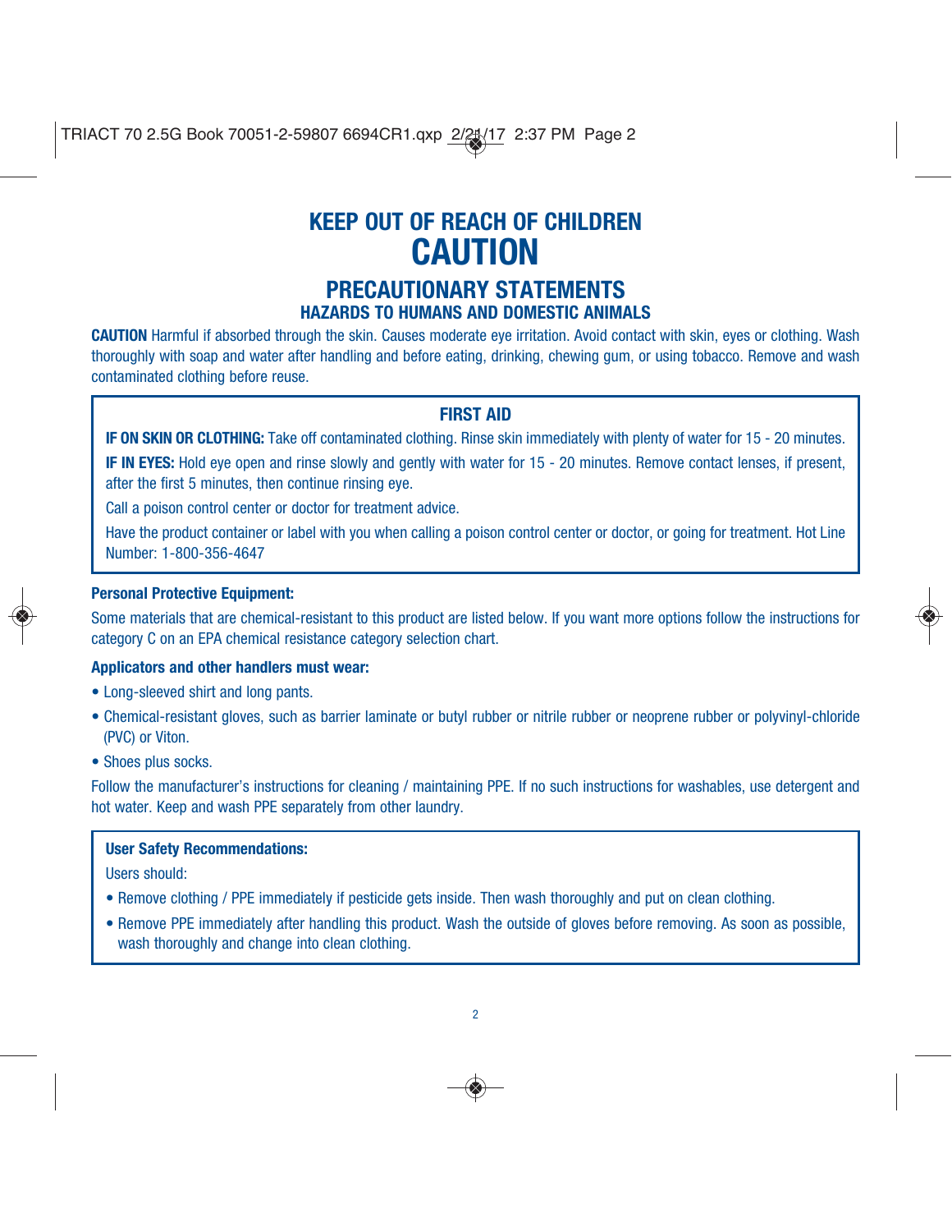# KEEP OUT OF REACH OF CHILDREN
# CAUTION

## PRECAUTIONARY STATEMENTS

### HAZARDS TO HUMANS AND DOMESTIC ANIMALS

**CAUTION** Harmful if absorbed through the skin. Causes moderate eye irritation. Avoid contact with skin, eyes or clothing. Wash thoroughly with soap and water after handling and before eating, drinking, chewing gum, or using tobacco. Remove and wash contaminated clothing before reuse.

### FIRST AID

**IF ON SKIN OR CLOTHING:** Take off contaminated clothing. Rinse skin immediately with plenty of water for 15 - 20 minutes.

**IF IN EYES:** Hold eye open and rinse slowly and gently with water for 15 - 20 minutes. Remove contact lenses, if present, after the first 5 minutes, then continue rinsing eye.

Call a poison control center or doctor for treatment advice.

Have the product container or label with you when calling a poison control center or doctor, or going for treatment. Hot Line Number: 1-800-356-4647

**Personal Protective Equipment:**

Some materials that are chemical-resistant to this product are listed below. If you want more options follow the instructions for category C on an EPA chemical resistance category selection chart.

**Applicators and other handlers must wear:**

- Long-sleeved shirt and long pants.
- Chemical-resistant gloves, such as barrier laminate or butyl rubber or nitrile rubber or neoprene rubber or polyvinyl-chloride (PVC) or Viton.
- Shoes plus socks.

Follow the manufacturer's instructions for cleaning / maintaining PPE. If no such instructions for washables, use detergent and hot water. Keep and wash PPE separately from other laundry.

**User Safety Recommendations:**

Users should:

- Remove clothing / PPE immediately if pesticide gets inside. Then wash thoroughly and put on clean clothing.
- Remove PPE immediately after handling this product. Wash the outside of gloves before removing. As soon as possible, wash thoroughly and change into clean clothing.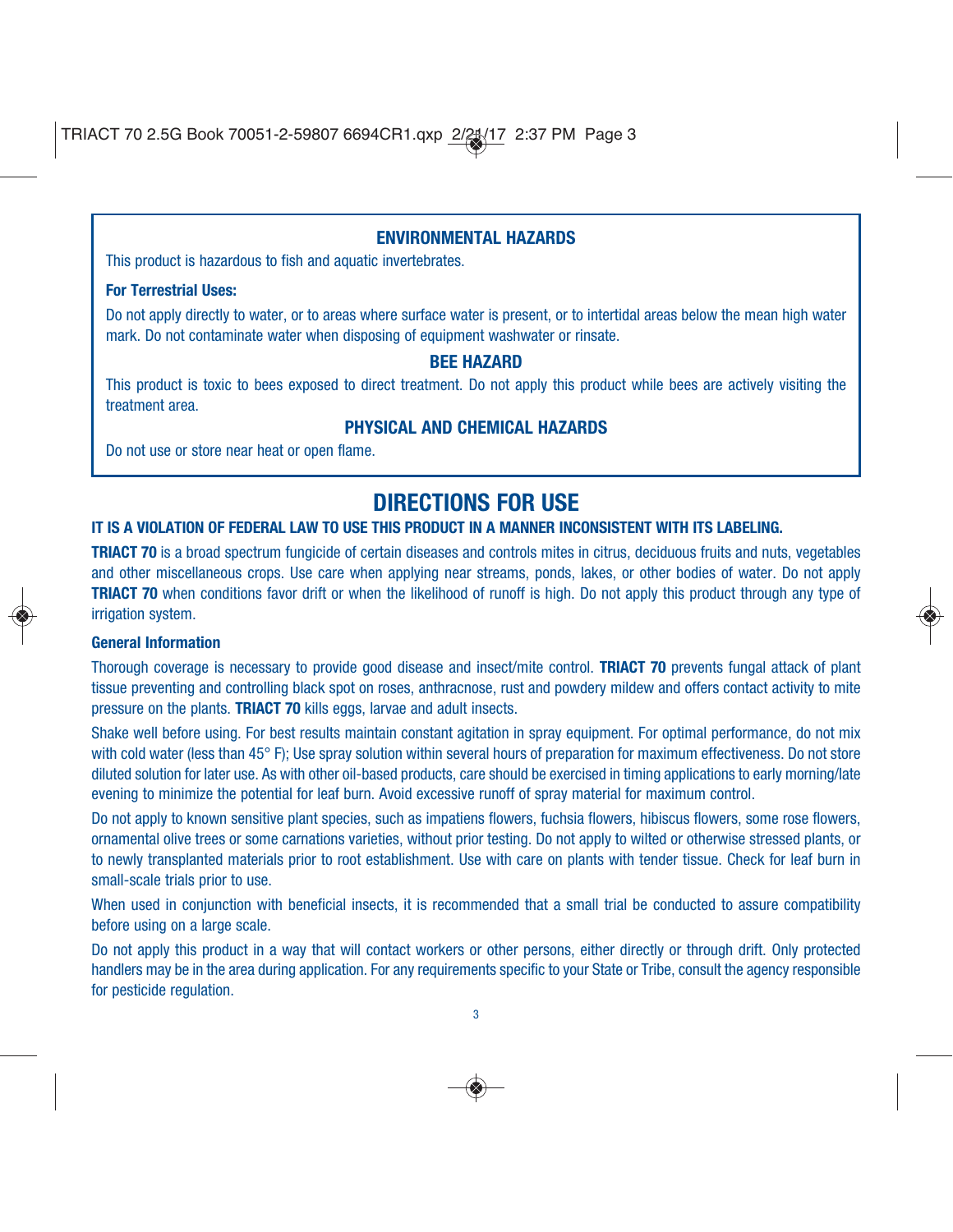## ENVIRONMENTAL HAZARDS

This product is hazardous to fish and aquatic invertebrates.

**For Terrestrial Uses:**

Do not apply directly to water, or to areas where surface water is present, or to intertidal areas below the mean high water mark. Do not contaminate water when disposing of equipment washwater or rinsate.

## BEE HAZARD

This product is toxic to bees exposed to direct treatment. Do not apply this product while bees are actively visiting the treatment area.

## PHYSICAL AND CHEMICAL HAZARDS

Do not use or store near heat or open flame.

# DIRECTIONS FOR USE

**IT IS A VIOLATION OF FEDERAL LAW TO USE THIS PRODUCT IN A MANNER INCONSISTENT WITH ITS LABELING.**

**TRIACT 70** is a broad spectrum fungicide of certain diseases and controls mites in citrus, deciduous fruits and nuts, vegetables and other miscellaneous crops. Use care when applying near streams, ponds, lakes, or other bodies of water. Do not apply **TRIACT 70** when conditions favor drift or when the likelihood of runoff is high. Do not apply this product through any type of irrigation system.

**General Information**

Thorough coverage is necessary to provide good disease and insect/mite control. **TRIACT 70** prevents fungal attack of plant tissue preventing and controlling black spot on roses, anthracnose, rust and powdery mildew and offers contact activity to mite pressure on the plants. **TRIACT 70** kills eggs, larvae and adult insects.

Shake well before using. For best results maintain constant agitation in spray equipment. For optimal performance, do not mix with cold water (less than 45° F); Use spray solution within several hours of preparation for maximum effectiveness. Do not store diluted solution for later use. As with other oil-based products, care should be exercised in timing applications to early morning/late evening to minimize the potential for leaf burn. Avoid excessive runoff of spray material for maximum control.

Do not apply to known sensitive plant species, such as impatiens flowers, fuchsia flowers, hibiscus flowers, some rose flowers, ornamental olive trees or some carnations varieties, without prior testing. Do not apply to wilted or otherwise stressed plants, or to newly transplanted materials prior to root establishment. Use with care on plants with tender tissue. Check for leaf burn in small-scale trials prior to use.

When used in conjunction with beneficial insects, it is recommended that a small trial be conducted to assure compatibility before using on a large scale.

Do not apply this product in a way that will contact workers or other persons, either directly or through drift. Only protected handlers may be in the area during application. For any requirements specific to your State or Tribe, consult the agency responsible for pesticide regulation.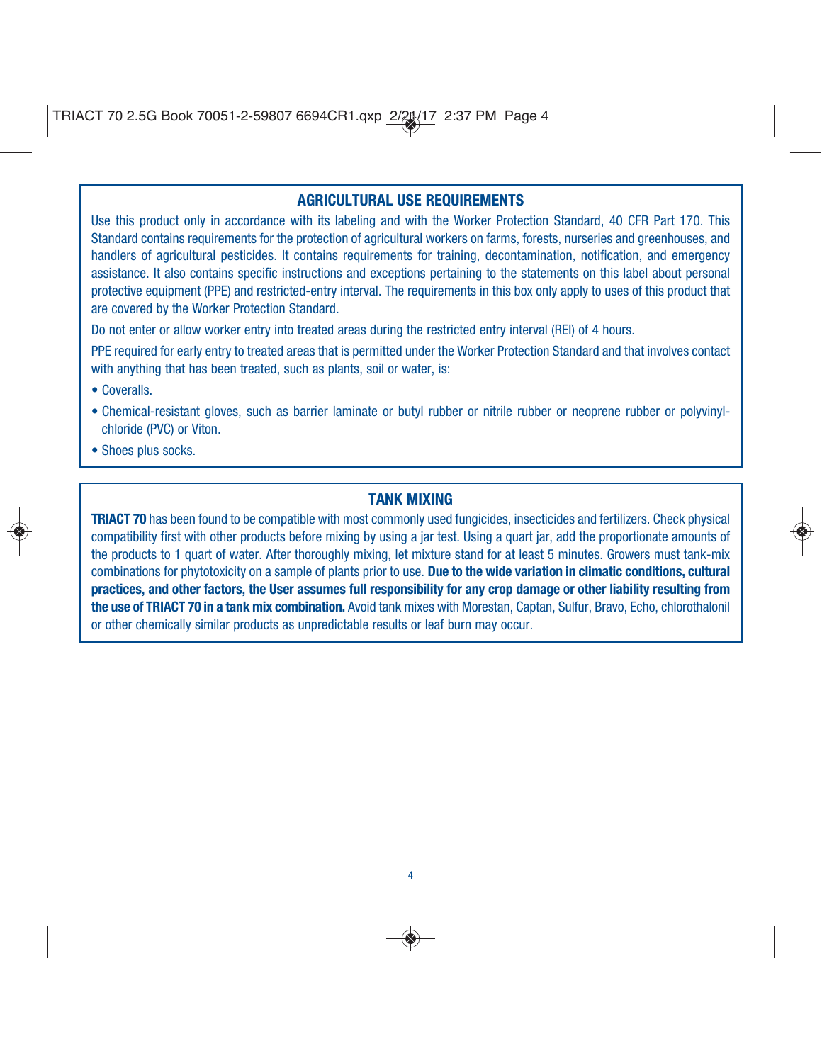## AGRICULTURAL USE REQUIREMENTS

Use this product only in accordance with its labeling and with the Worker Protection Standard, 40 CFR Part 170. This Standard contains requirements for the protection of agricultural workers on farms, forests, nurseries and greenhouses, and handlers of agricultural pesticides. It contains requirements for training, decontamination, notification, and emergency assistance. It also contains specific instructions and exceptions pertaining to the statements on this label about personal protective equipment (PPE) and restricted-entry interval. The requirements in this box only apply to uses of this product that are covered by the Worker Protection Standard.

Do not enter or allow worker entry into treated areas during the restricted entry interval (REI) of 4 hours.

PPE required for early entry to treated areas that is permitted under the Worker Protection Standard and that involves contact with anything that has been treated, such as plants, soil or water, is:

- Coveralls.
- Chemical-resistant gloves, such as barrier laminate or butyl rubber or nitrile rubber or neoprene rubber or polyvinyl-chloride (PVC) or Viton.
- Shoes plus socks.

## TANK MIXING

**TRIACT 70** has been found to be compatible with most commonly used fungicides, insecticides and fertilizers. Check physical compatibility first with other products before mixing by using a jar test. Using a quart jar, add the proportionate amounts of the products to 1 quart of water. After thoroughly mixing, let mixture stand for at least 5 minutes. Growers must tank-mix combinations for phytotoxicity on a sample of plants prior to use. **Due to the wide variation in climatic conditions, cultural practices, and other factors, the User assumes full responsibility for any crop damage or other liability resulting from the use of TRIACT 70 in a tank mix combination.** Avoid tank mixes with Morestan, Captan, Sulfur, Bravo, Echo, chlorothalonil or other chemically similar products as unpredictable results or leaf burn may occur.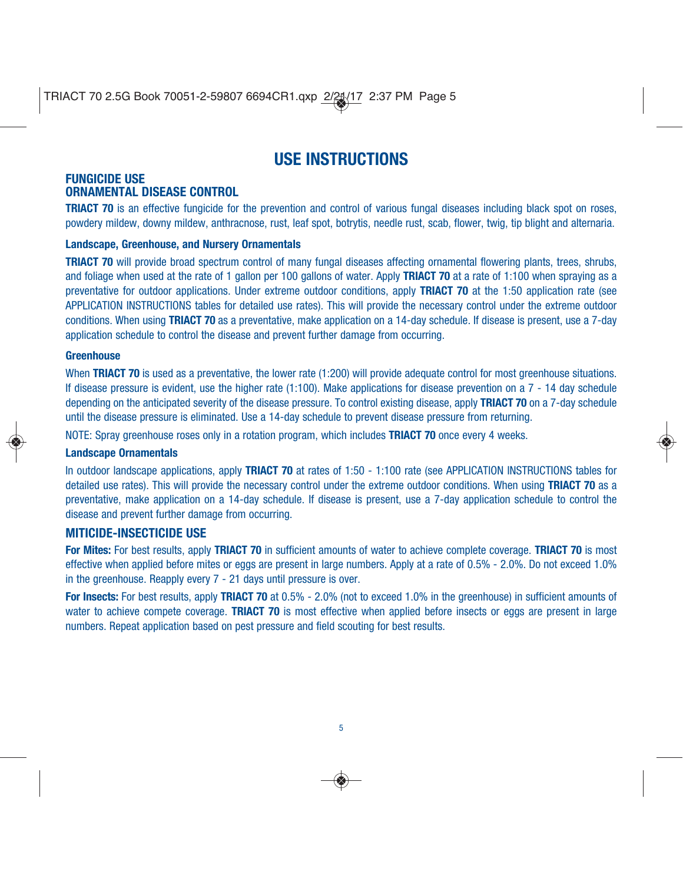# USE INSTRUCTIONS

## FUNGICIDE USE
## ORNAMENTAL DISEASE CONTROL

**TRIACT 70** is an effective fungicide for the prevention and control of various fungal diseases including black spot on roses, powdery mildew, downy mildew, anthracnose, rust, leaf spot, botrytis, needle rust, scab, flower, twig, tip blight and alternaria.

### Landscape, Greenhouse, and Nursery Ornamentals

**TRIACT 70** will provide broad spectrum control of many fungal diseases affecting ornamental flowering plants, trees, shrubs, and foliage when used at the rate of 1 gallon per 100 gallons of water. Apply **TRIACT 70** at a rate of 1:100 when spraying as a preventative for outdoor applications. Under extreme outdoor conditions, apply **TRIACT 70** at the 1:50 application rate (see APPLICATION INSTRUCTIONS tables for detailed use rates). This will provide the necessary control under the extreme outdoor conditions. When using **TRIACT 70** as a preventative, make application on a 14-day schedule. If disease is present, use a 7-day application schedule to control the disease and prevent further damage from occurring.

### Greenhouse

When **TRIACT 70** is used as a preventative, the lower rate (1:200) will provide adequate control for most greenhouse situations. If disease pressure is evident, use the higher rate (1:100). Make applications for disease prevention on a 7 - 14 day schedule depending on the anticipated severity of the disease pressure. To control existing disease, apply **TRIACT 70** on a 7-day schedule until the disease pressure is eliminated. Use a 14-day schedule to prevent disease pressure from returning.

NOTE: Spray greenhouse roses only in a rotation program, which includes **TRIACT 70** once every 4 weeks.

### Landscape Ornamentals

In outdoor landscape applications, apply **TRIACT 70** at rates of 1:50 - 1:100 rate (see APPLICATION INSTRUCTIONS tables for detailed use rates). This will provide the necessary control under the extreme outdoor conditions. When using **TRIACT 70** as a preventative, make application on a 14-day schedule. If disease is present, use a 7-day application schedule to control the disease and prevent further damage from occurring.

## MITICIDE-INSECTICIDE USE

**For Mites:** For best results, apply **TRIACT 70** in sufficient amounts of water to achieve complete coverage. **TRIACT 70** is most effective when applied before mites or eggs are present in large numbers. Apply at a rate of 0.5% - 2.0%. Do not exceed 1.0% in the greenhouse. Reapply every 7 - 21 days until pressure is over.

**For Insects:** For best results, apply **TRIACT 70** at 0.5% - 2.0% (not to exceed 1.0% in the greenhouse) in sufficient amounts of water to achieve compete coverage. **TRIACT 70** is most effective when applied before insects or eggs are present in large numbers. Repeat application based on pest pressure and field scouting for best results.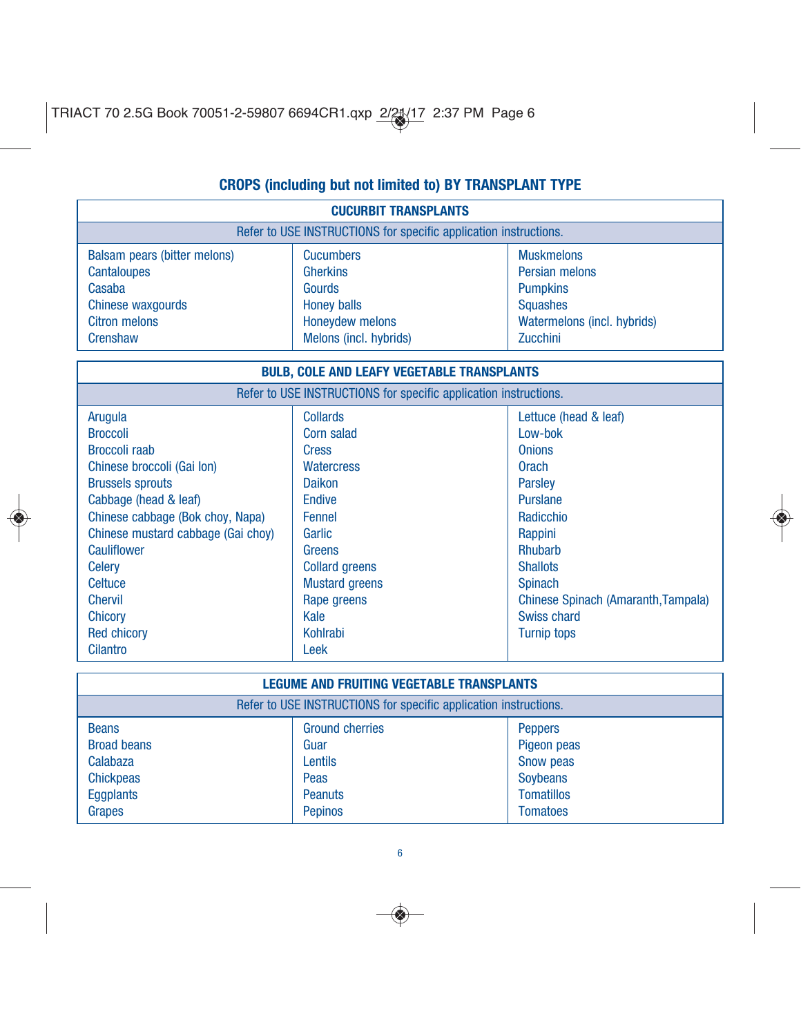## CROPS (including but not limited to) BY TRANSPLANT TYPE

| CUCURBIT TRANSPLANTS | | |
|---|---|---|
| Refer to USE INSTRUCTIONS for specific application instructions. | | |
| Balsam pears (bitter melons) | Cucumbers | Muskmelons |
| Cantaloupes | Gherkins | Persian melons |
| Casaba | Gourds | Pumpkins |
| Chinese waxgourds | Honey balls | Squashes |
| Citron melons | Honeydew melons | Watermelons (incl. hybrids) |
| Crenshaw | Melons (incl. hybrids) | Zucchini |

| BULB, COLE AND LEAFY VEGETABLE TRANSPLANTS | | |
|---|---|---|
| Refer to USE INSTRUCTIONS for specific application instructions. | | |
| Arugula | Collards | Lettuce (head & leaf) |
| Broccoli | Corn salad | Low-bok |
| Broccoli raab | Cress | Onions |
| Chinese broccoli (Gai lon) | Watercress | Orach |
| Brussels sprouts | Daikon | Parsley |
| Cabbage (head & leaf) | Endive | Purslane |
| Chinese cabbage (Bok choy, Napa) | Fennel | Radicchio |
| Chinese mustard cabbage (Gai choy) | Garlic | Rappini |
| Cauliflower | Greens | Rhubarb |
| Celery | Collard greens | Shallots |
| Celtuce | Mustard greens | Spinach |
| Chervil | Rape greens | Chinese Spinach (Amaranth,Tampala) |
| Chicory | Kale | Swiss chard |
| Red chicory | Kohlrabi | Turnip tops |
| Cilantro | Leek | |

| LEGUME AND FRUITING VEGETABLE TRANSPLANTS | | |
|---|---|---|
| Refer to USE INSTRUCTIONS for specific application instructions. | | |
| Beans | Ground cherries | Peppers |
| Broad beans | Guar | Pigeon peas |
| Calabaza | Lentils | Snow peas |
| Chickpeas | Peas | Soybeans |
| Eggplants | Peanuts | Tomatillos |
| Grapes | Pepinos | Tomatoes |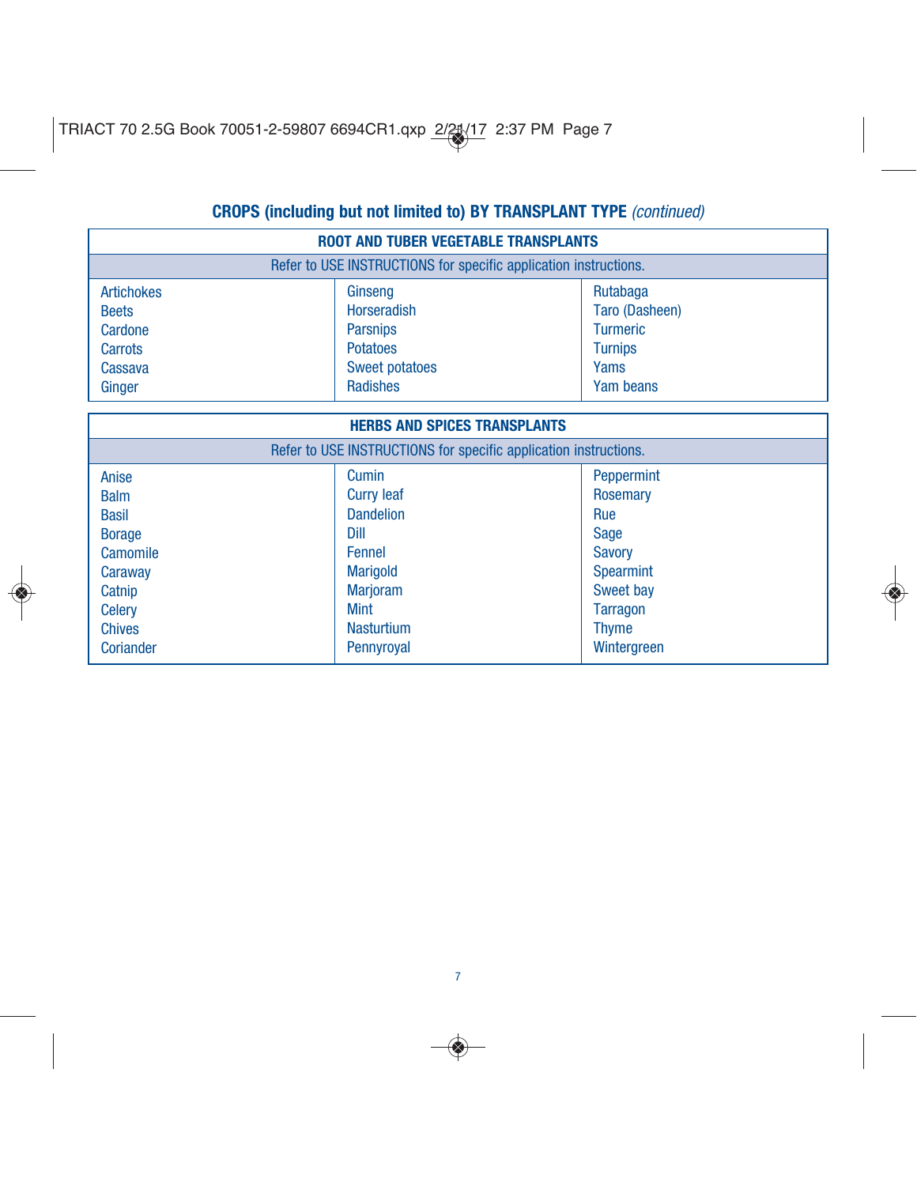## CROPS (including but not limited to) BY TRANSPLANT TYPE *(continued)*

| ROOT AND TUBER VEGETABLE TRANSPLANTS | | |
|---|---|---|
| Refer to USE INSTRUCTIONS for specific application instructions. | | |
| Artichokes | Ginseng | Rutabaga |
| Beets | Horseradish | Taro (Dasheen) |
| Cardone | Parsnips | Turmeric |
| Carrots | Potatoes | Turnips |
| Cassava | Sweet potatoes | Yams |
| Ginger | Radishes | Yam beans |

| HERBS AND SPICES TRANSPLANTS | | |
|---|---|---|
| Refer to USE INSTRUCTIONS for specific application instructions. | | |
| Anise | Cumin | Peppermint |
| Balm | Curry leaf | Rosemary |
| Basil | Dandelion | Rue |
| Borage | Dill | Sage |
| Camomile | Fennel | Savory |
| Caraway | Marigold | Spearmint |
| Catnip | Marjoram | Sweet bay |
| Celery | Mint | Tarragon |
| Chives | Nasturtium | Thyme |
| Coriander | Pennyroyal | Wintergreen |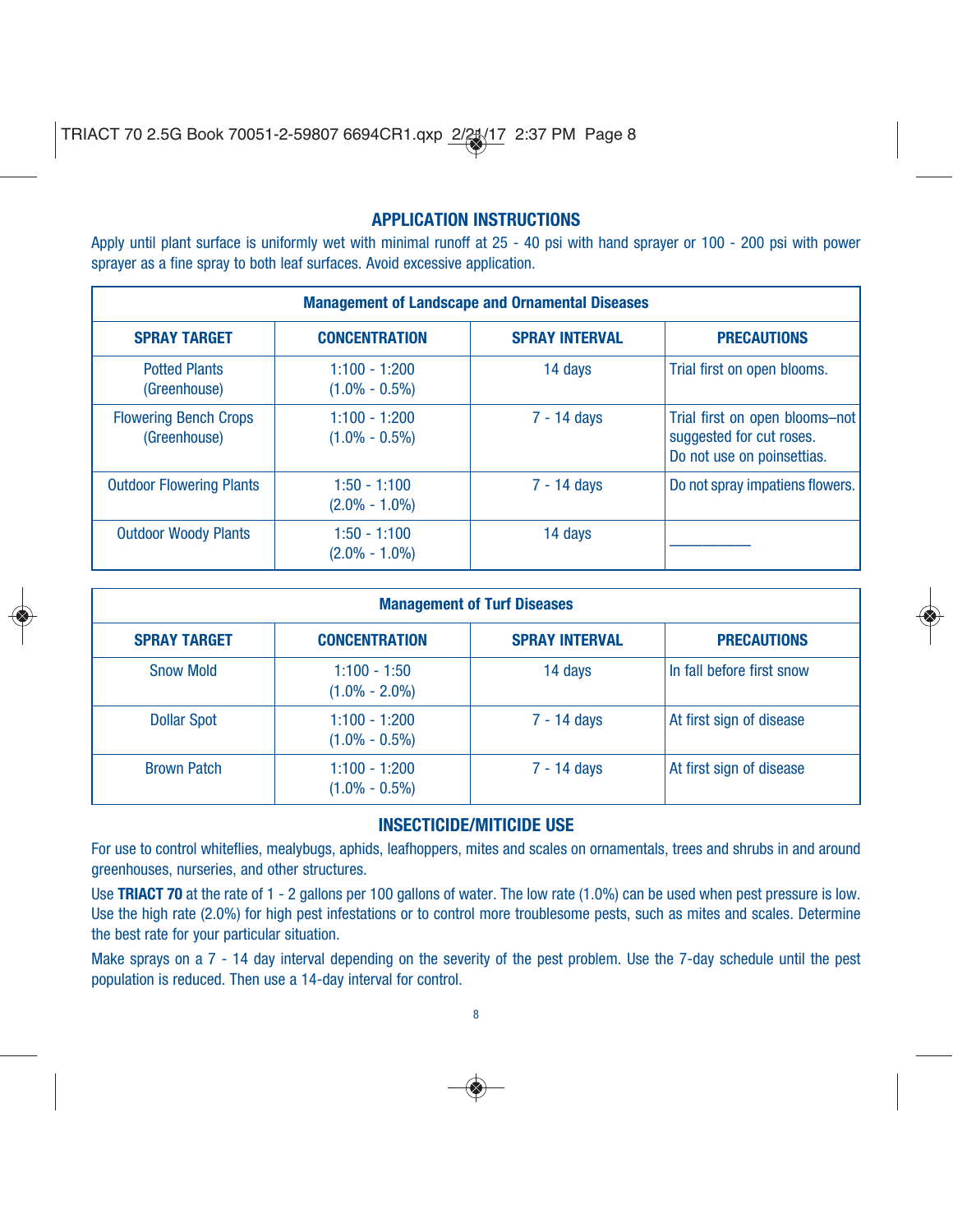## APPLICATION INSTRUCTIONS

Apply until plant surface is uniformly wet with minimal runoff at 25 - 40 psi with hand sprayer or 100 - 200 psi with power sprayer as a fine spray to both leaf surfaces. Avoid excessive application.

| Management of Landscape and Ornamental Diseases | | | |
|---|---|---|---|
| **SPRAY TARGET** | **CONCENTRATION** | **SPRAY INTERVAL** | **PRECAUTIONS** |
| Potted Plants (Greenhouse) | 1:100 - 1:200 (1.0% - 0.5%) | 14 days | Trial first on open blooms. |
| Flowering Bench Crops (Greenhouse) | 1:100 - 1:200 (1.0% - 0.5%) | 7 - 14 days | Trial first on open blooms–not suggested for cut roses. Do not use on poinsettias. |
| Outdoor Flowering Plants | 1:50 - 1:100 (2.0% - 1.0%) | 7 - 14 days | Do not spray impatiens flowers. |
| Outdoor Woody Plants | 1:50 - 1:100 (2.0% - 1.0%) | 14 days | __________ |

| Management of Turf Diseases | | | |
|---|---|---|---|
| **SPRAY TARGET** | **CONCENTRATION** | **SPRAY INTERVAL** | **PRECAUTIONS** |
| Snow Mold | 1:100 - 1:50 (1.0% - 2.0%) | 14 days | In fall before first snow |
| Dollar Spot | 1:100 - 1:200 (1.0% - 0.5%) | 7 - 14 days | At first sign of disease |
| Brown Patch | 1:100 - 1:200 (1.0% - 0.5%) | 7 - 14 days | At first sign of disease |

## INSECTICIDE/MITICIDE USE

For use to control whiteflies, mealybugs, aphids, leafhoppers, mites and scales on ornamentals, trees and shrubs in and around greenhouses, nurseries, and other structures.

Use **TRIACT 70** at the rate of 1 - 2 gallons per 100 gallons of water. The low rate (1.0%) can be used when pest pressure is low. Use the high rate (2.0%) for high pest infestations or to control more troublesome pests, such as mites and scales. Determine the best rate for your particular situation.

Make sprays on a 7 - 14 day interval depending on the severity of the pest problem. Use the 7-day schedule until the pest population is reduced. Then use a 14-day interval for control.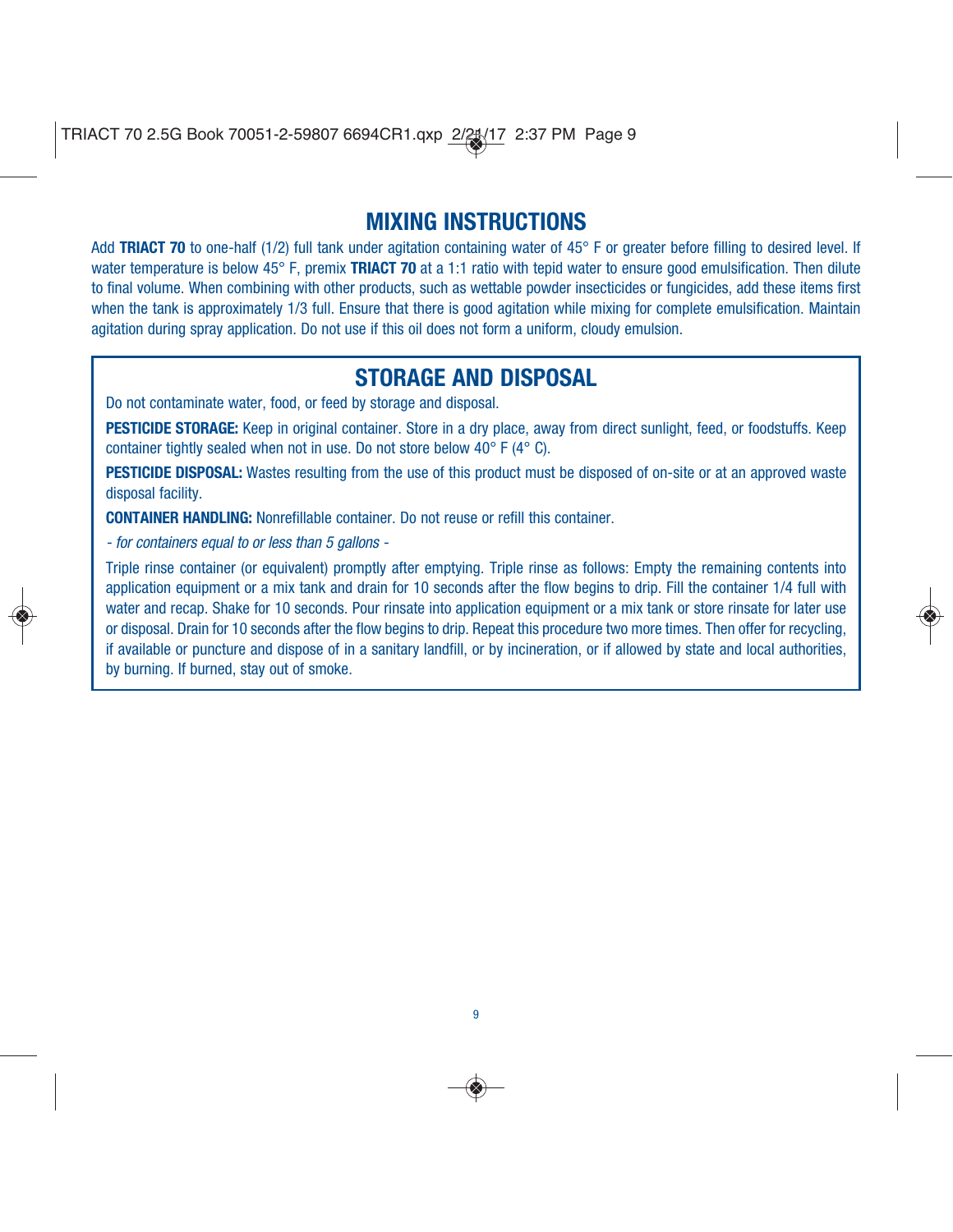## MIXING INSTRUCTIONS

Add **TRIACT 70** to one-half (1/2) full tank under agitation containing water of 45° F or greater before filling to desired level. If water temperature is below 45° F, premix **TRIACT 70** at a 1:1 ratio with tepid water to ensure good emulsification. Then dilute to final volume. When combining with other products, such as wettable powder insecticides or fungicides, add these items first when the tank is approximately 1/3 full. Ensure that there is good agitation while mixing for complete emulsification. Maintain agitation during spray application. Do not use if this oil does not form a uniform, cloudy emulsion.

## STORAGE AND DISPOSAL

Do not contaminate water, food, or feed by storage and disposal.

**PESTICIDE STORAGE:** Keep in original container. Store in a dry place, away from direct sunlight, feed, or foodstuffs. Keep container tightly sealed when not in use. Do not store below 40° F (4° C).

**PESTICIDE DISPOSAL:** Wastes resulting from the use of this product must be disposed of on-site or at an approved waste disposal facility.

**CONTAINER HANDLING:** Nonrefillable container. Do not reuse or refill this container.

*- for containers equal to or less than 5 gallons -*

Triple rinse container (or equivalent) promptly after emptying. Triple rinse as follows: Empty the remaining contents into application equipment or a mix tank and drain for 10 seconds after the flow begins to drip. Fill the container 1/4 full with water and recap. Shake for 10 seconds. Pour rinsate into application equipment or a mix tank or store rinsate for later use or disposal. Drain for 10 seconds after the flow begins to drip. Repeat this procedure two more times. Then offer for recycling, if available or puncture and dispose of in a sanitary landfill, or by incineration, or if allowed by state and local authorities, by burning. If burned, stay out of smoke.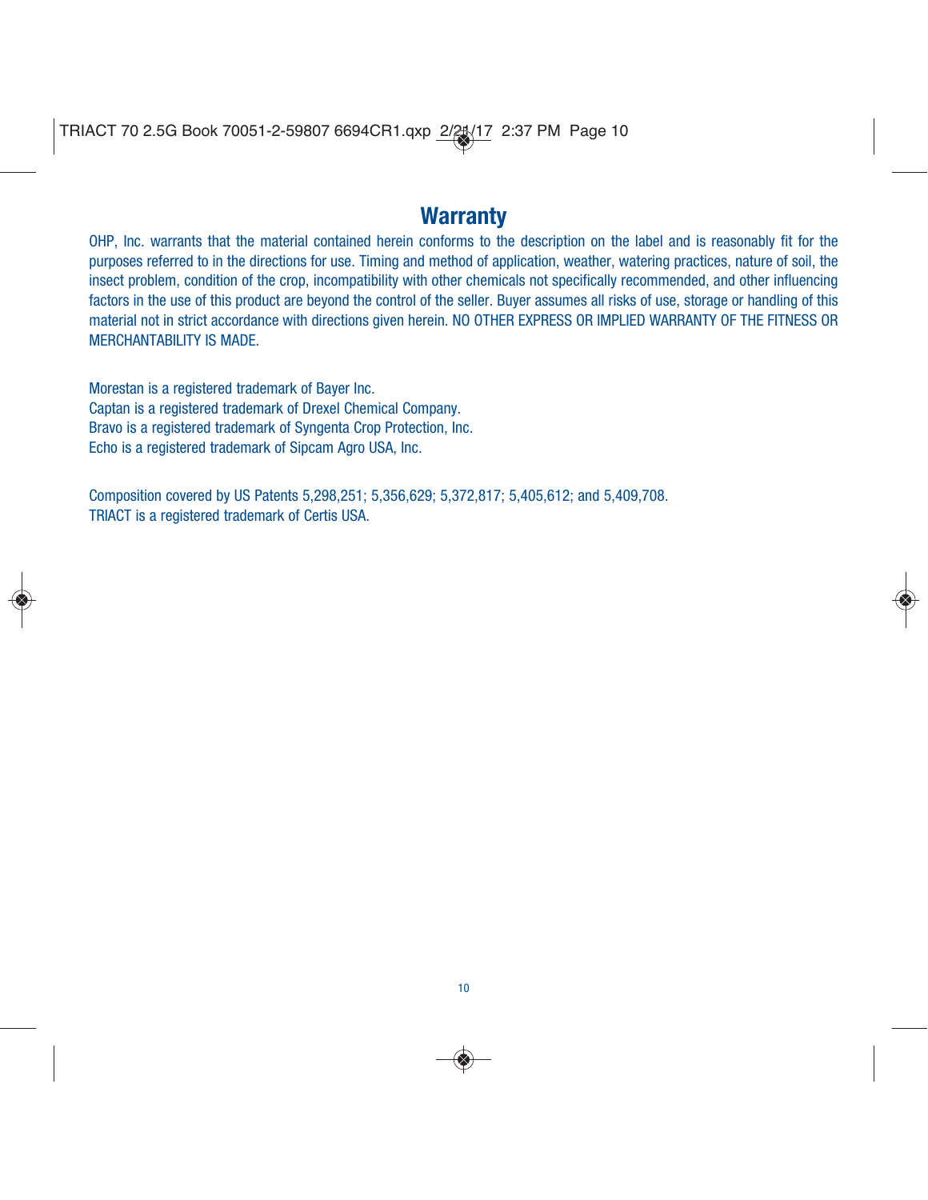## Warranty

OHP, Inc. warrants that the material contained herein conforms to the description on the label and is reasonably fit for the purposes referred to in the directions for use. Timing and method of application, weather, watering practices, nature of soil, the insect problem, condition of the crop, incompatibility with other chemicals not specifically recommended, and other influencing factors in the use of this product are beyond the control of the seller. Buyer assumes all risks of use, storage or handling of this material not in strict accordance with directions given herein. NO OTHER EXPRESS OR IMPLIED WARRANTY OF THE FITNESS OR MERCHANTABILITY IS MADE.

Morestan is a registered trademark of Bayer Inc.
Captan is a registered trademark of Drexel Chemical Company.
Bravo is a registered trademark of Syngenta Crop Protection, Inc.
Echo is a registered trademark of Sipcam Agro USA, Inc.

Composition covered by US Patents 5,298,251; 5,356,629; 5,372,817; 5,405,612; and 5,409,708.
TRIACT is a registered trademark of Certis USA.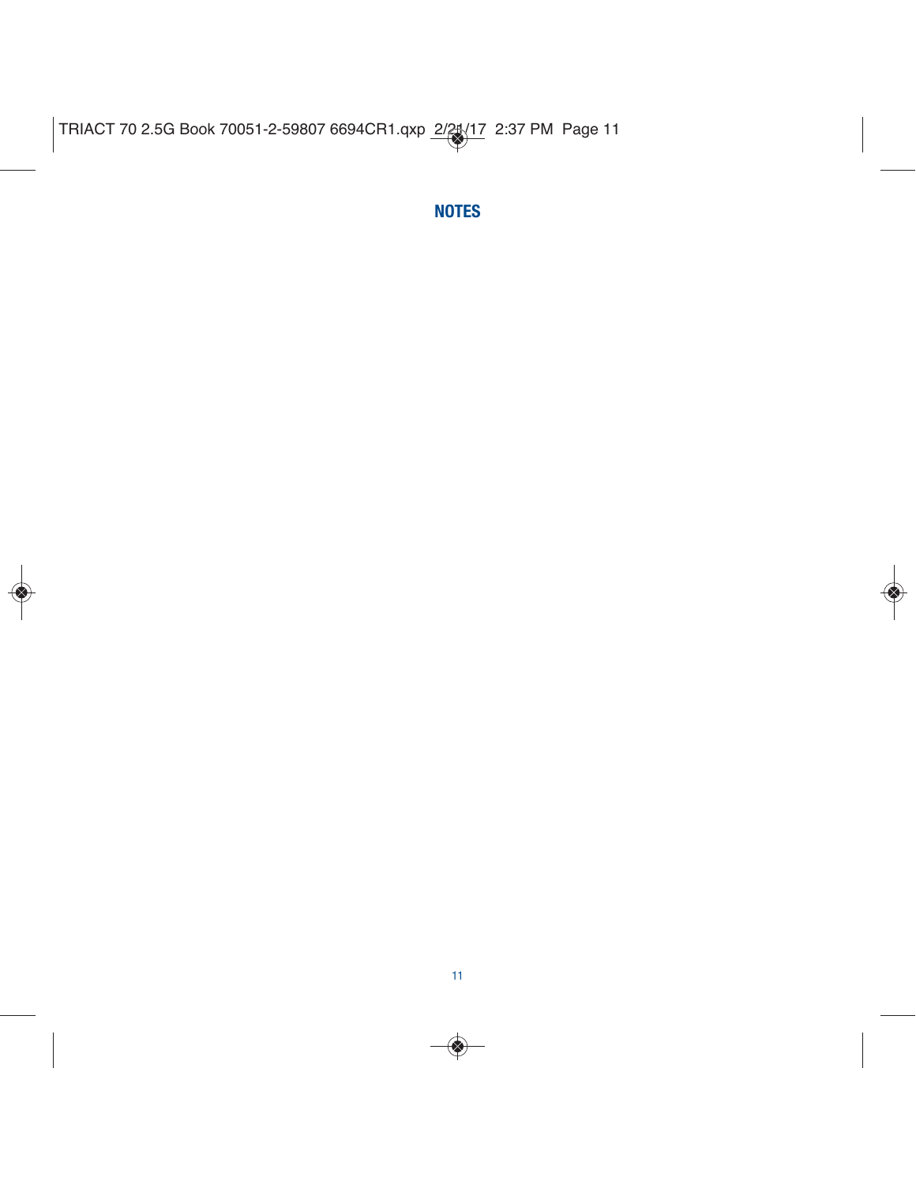## NOTES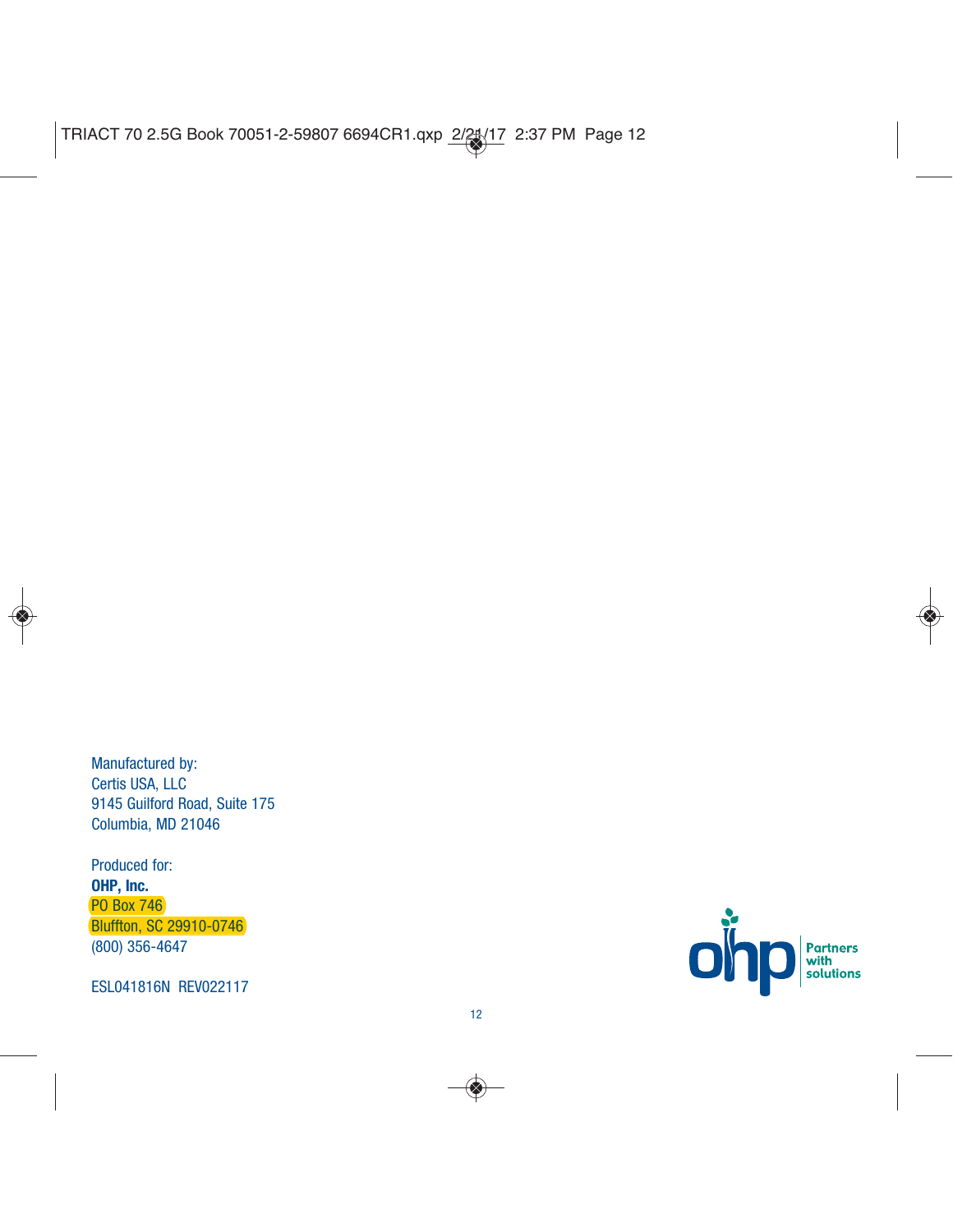Manufactured by:
Certis USA, LLC
9145 Guilford Road, Suite 175
Columbia, MD 21046

Produced for:
**OHP, Inc.**
PO Box 746
Bluffton, SC 29910-0746
(800) 356-4647

ESL041816N REV022117

ohp Partners with solutions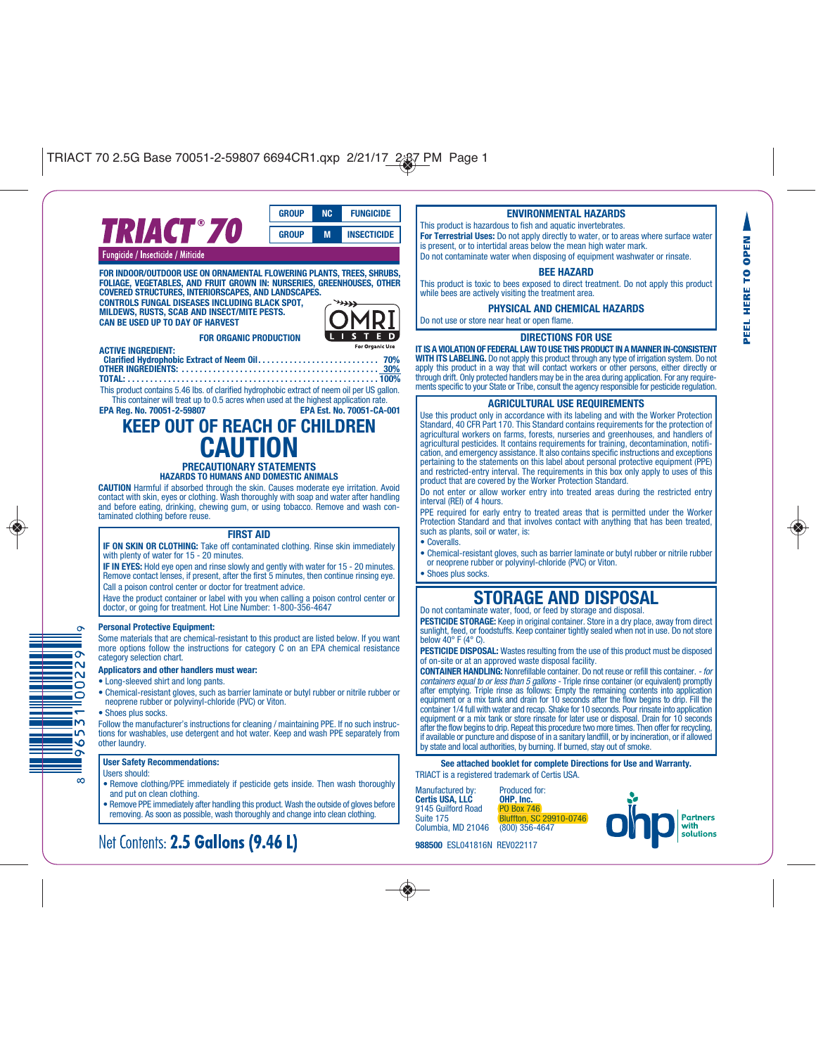# TRIACT® 70

| GROUP | NC | FUNGICIDE |
|---|---|---|
| GROUP | M | INSECTICIDE |

Fungicide / Insecticide / Miticide

**FOR INDOOR/OUTDOOR USE ON ORNAMENTAL FLOWERING PLANTS, TREES, SHRUBS, FOLIAGE, VEGETABLES, AND FRUIT GROWN IN: NURSERIES, GREENHOUSES, OTHER COVERED STRUCTURES, INTERIORSCAPES, AND LANDSCAPES.**

**CONTROLS FUNGAL DISEASES INCLUDING BLACK SPOT, MILDEWS, RUSTS, SCAB AND INSECT/MITE PESTS.**

**CAN BE USED UP TO DAY OF HARVEST**

OMRI LISTED For Organic Use

**FOR ORGANIC PRODUCTION**

**ACTIVE INGREDIENT:**
**Clarified Hydrophobic Extract of Neem Oil .......... 70%**
**OTHER INGREDIENTS: .......... 30%**
**TOTAL: .......... 100%**

This product contains 5.46 lbs. of clarified hydrophobic extract of neem oil per US gallon. This container will treat up to 0.5 acres when used at the highest application rate.

**EPA Reg. No. 70051-2-59807** **EPA Est. No. 70051-CA-001**

# KEEP OUT OF REACH OF CHILDREN
# CAUTION

## PRECAUTIONARY STATEMENTS
### HAZARDS TO HUMANS AND DOMESTIC ANIMALS

**CAUTION** Harmful if absorbed through the skin. Causes moderate eye irritation. Avoid contact with skin, eyes or clothing. Wash thoroughly with soap and water after handling and before eating, drinking, chewing gum, or using tobacco. Remove and wash contaminated clothing before reuse.

### FIRST AID

**IF ON SKIN OR CLOTHING:** Take off contaminated clothing. Rinse skin immediately with plenty of water for 15 - 20 minutes.

**IF IN EYES:** Hold eye open and rinse slowly and gently with water for 15 - 20 minutes. Remove contact lenses, if present, after the first 5 minutes, then continue rinsing eye. Call a poison control center or doctor for treatment advice.

Have the product container or label with you when calling a poison control center or doctor, or going for treatment. Hot Line Number: 1-800-356-4647

**Personal Protective Equipment:**

Some materials that are chemical-resistant to this product are listed below. If you want more options follow the instructions for category C on an EPA chemical resistance category selection chart.

**Applicators and other handlers must wear:**

- Long-sleeved shirt and long pants.
- Chemical-resistant gloves, such as barrier laminate or butyl rubber or nitrile rubber or neoprene rubber or polyvinyl-chloride (PVC) or Viton.
- Shoes plus socks.

Follow the manufacturer's instructions for cleaning / maintaining PPE. If no such instructions for washables, use detergent and hot water. Keep and wash PPE separately from other laundry.

**User Safety Recommendations:**

Users should:

- Remove clothing/PPE immediately if pesticide gets inside. Then wash thoroughly and put on clean clothing.
- Remove PPE immediately after handling this product. Wash the outside of gloves before removing. As soon as possible, wash thoroughly and change into clean clothing.

Net Contents: **2.5 Gallons (9.46 L)**

8 96531 00229 6

### ENVIRONMENTAL HAZARDS

This product is hazardous to fish and aquatic invertebrates.

**For Terrestrial Uses:** Do not apply directly to water, or to areas where surface water is present, or to intertidal areas below the mean high water mark.

Do not contaminate water when disposing of equipment washwater or rinsate.

### BEE HAZARD

This product is toxic to bees exposed to direct treatment. Do not apply this product while bees are actively visiting the treatment area.

### PHYSICAL AND CHEMICAL HAZARDS

Do not use or store near heat or open flame.

### DIRECTIONS FOR USE

**IT IS A VIOLATION OF FEDERAL LAW TO USE THIS PRODUCT IN A MANNER IN-CONSISTENT WITH ITS LABELING.** Do not apply this product through any type of irrigation system. Do not apply this product in a way that will contact workers or other persons, either directly or through drift. Only protected handlers may be in the area during application. For any requirements specific to your State or Tribe, consult the agency responsible for pesticide regulation.

### AGRICULTURAL USE REQUIREMENTS

Use this product only in accordance with its labeling and with the Worker Protection Standard, 40 CFR Part 170. This Standard contains requirements for the protection of agricultural workers on farms, forests, nurseries and greenhouses, and handlers of agricultural pesticides. It contains requirements for training, decontamination, notification, and emergency assistance. It also contains specific instructions and exceptions pertaining to the statements on this label about personal protective equipment (PPE) and restricted-entry interval. The requirements in this box only apply to uses of this product that are covered by the Worker Protection Standard.

Do not enter or allow worker entry into treated areas during the restricted entry interval (REI) of 4 hours.

PPE required for early entry to treated areas that is permitted under the Worker Protection Standard and that involves contact with anything that has been treated, such as plants, soil or water, is:

- Coveralls.
- Chemical-resistant gloves, such as barrier laminate or butyl rubber or nitrile rubber or neoprene rubber or polyvinyl-chloride (PVC) or Viton.
- Shoes plus socks.

## STORAGE AND DISPOSAL

Do not contaminate water, food, or feed by storage and disposal.

**PESTICIDE STORAGE:** Keep in original container. Store in a dry place, away from direct sunlight, feed, or foodstuffs. Keep container tightly sealed when not in use. Do not store below 40° F (4° C).

**PESTICIDE DISPOSAL:** Wastes resulting from the use of this product must be disposed of on-site or at an approved waste disposal facility.

**CONTAINER HANDLING:** Nonrefillable container. Do not reuse or refill this container. - *for containers equal to or less than 5 gallons* - Triple rinse container (or equivalent) promptly after emptying. Triple rinse as follows: Empty the remaining contents into application equipment or a mix tank and drain for 10 seconds after the flow begins to drip. Fill the container 1/4 full with water and recap. Shake for 10 seconds. Pour rinsate into application equipment or a mix tank or store rinsate for later use or disposal. Drain for 10 seconds after the flow begins to drip. Repeat this procedure two more times. Then offer for recycling, if available or puncture and dispose of in a sanitary landfill, or by incineration, or if allowed by state and local authorities, by burning. If burned, stay out of smoke.

**See attached booklet for complete Directions for Use and Warranty.**

TRIACT is a registered trademark of Certis USA.

Manufactured by:
**Certis USA, LLC**
9145 Guilford Road
Suite 175
Columbia, MD 21046

Produced for:
**OHP, Inc.**
PO Box 746
Bluffton, SC 29910-0746
(800) 356-4647

ohp Partners with solutions

**988500** ESL041816N REV022117

PEEL HERE TO OPEN